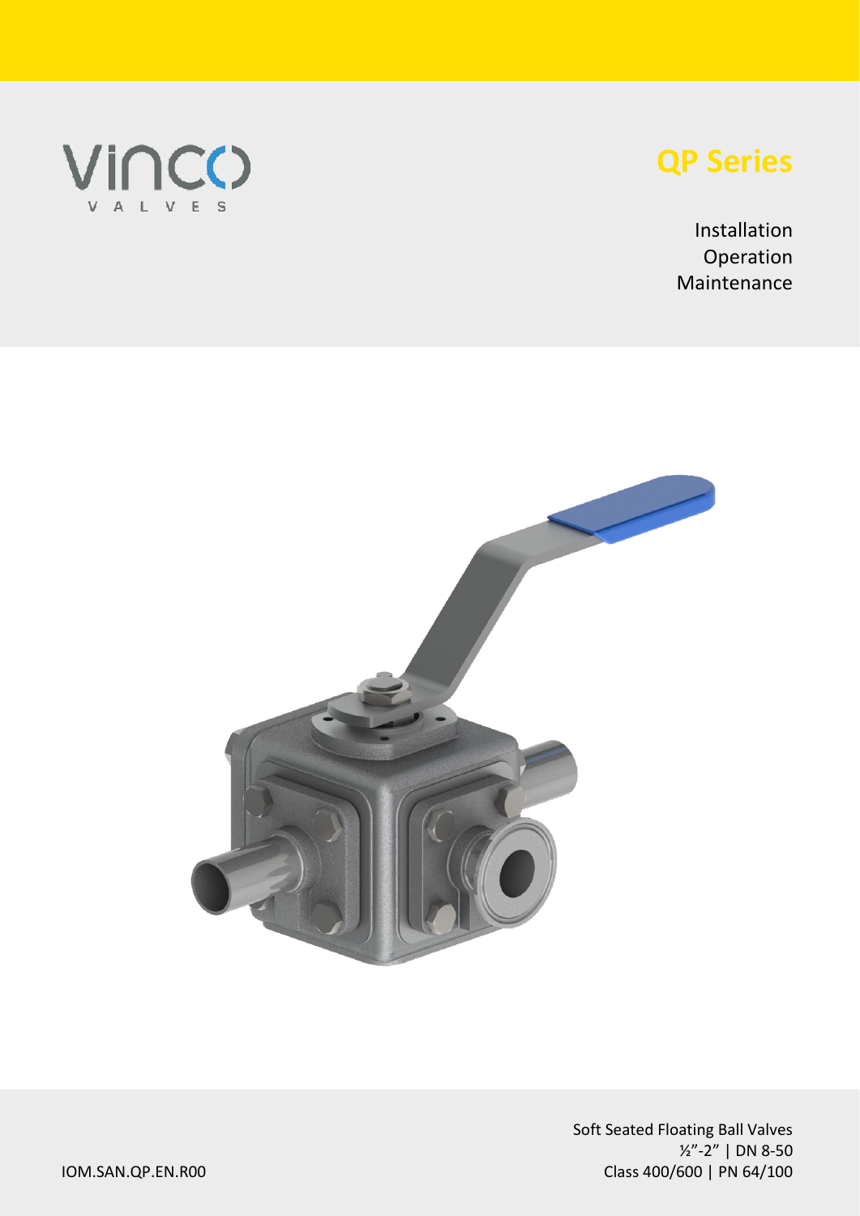VINCO VALVES

# QP Series

Installation
Operation
Maintenance

Soft Seated Floating Ball Valves
½"-2" | DN 8-50
Class 400/600 | PN 64/100

IOM.SAN.QP.EN.R00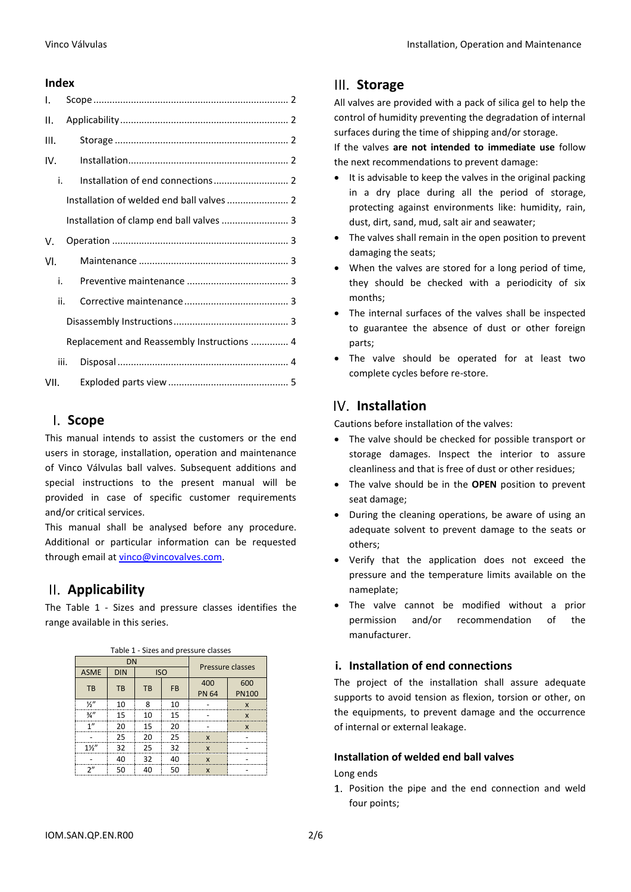## Index

| | | |
|---|---|---|
| I. | Scope | 2 |
| II. | Applicability | 2 |
| III. | Storage | 2 |
| IV. | Installation | 2 |
| i. | Installation of end connections | 2 |
| | Installation of welded end ball valves | 2 |
| | Installation of clamp end ball valves | 3 |
| V. | Operation | 3 |
| VI. | Maintenance | 3 |
| i. | Preventive maintenance | 3 |
| ii. | Corrective maintenance | 3 |
| | Disassembly Instructions | 3 |
| | Replacement and Reassembly Instructions | 4 |
| iii. | Disposal | 4 |
| VII. | Exploded parts view | 5 |

# I. Scope

This manual intends to assist the customers or the end users in storage, installation, operation and maintenance of Vinco Válvulas ball valves. Subsequent additions and special instructions to the present manual will be provided in case of specific customer requirements and/or critical services.

This manual shall be analysed before any procedure. Additional or particular information can be requested through email at vinco@vincovalves.com.

# II. Applicability

The Table 1 - Sizes and pressure classes identifies the range available in this series.

Table 1 - Sizes and pressure classes

| DN | | | | Pressure classes | |
|---|---|---|---|---|---|
| ASME | DIN | ISO | | | |
| TB | TB | TB | FB | 400 PN 64 | 600 PN100 |
| ½″ | 10 | 8 | 10 | - | x |
| ¾″ | 15 | 10 | 15 | - | x |
| 1″ | 20 | 15 | 20 | - | x |
| - | 25 | 20 | 25 | x | - |
| 1½″ | 32 | 25 | 32 | x | - |
| - | 40 | 32 | 40 | x | - |
| 2″ | 50 | 40 | 50 | x | - |

# III. Storage

All valves are provided with a pack of silica gel to help the control of humidity preventing the degradation of internal surfaces during the time of shipping and/or storage.

If the valves **are not intended to immediate use** follow the next recommendations to prevent damage:

- It is advisable to keep the valves in the original packing in a dry place during all the period of storage, protecting against environments like: humidity, rain, dust, dirt, sand, mud, salt air and seawater;
- The valves shall remain in the open position to prevent damaging the seats;
- When the valves are stored for a long period of time, they should be checked with a periodicity of six months;
- The internal surfaces of the valves shall be inspected to guarantee the absence of dust or other foreign parts;
- The valve should be operated for at least two complete cycles before re-store.

# IV. Installation

Cautions before installation of the valves:

- The valve should be checked for possible transport or storage damages. Inspect the interior to assure cleanliness and that is free of dust or other residues;
- The valve should be in the **OPEN** position to prevent seat damage;
- During the cleaning operations, be aware of using an adequate solvent to prevent damage to the seats or others;
- Verify that the application does not exceed the pressure and the temperature limits available on the nameplate;
- The valve cannot be modified without a prior permission and/or recommendation of the manufacturer.

## i. Installation of end connections

The project of the installation shall assure adequate supports to avoid tension as flexion, torsion or other, on the equipments, to prevent damage and the occurrence of internal or external leakage.

### Installation of welded end ball valves

Long ends

1. Position the pipe and the end connection and weld four points;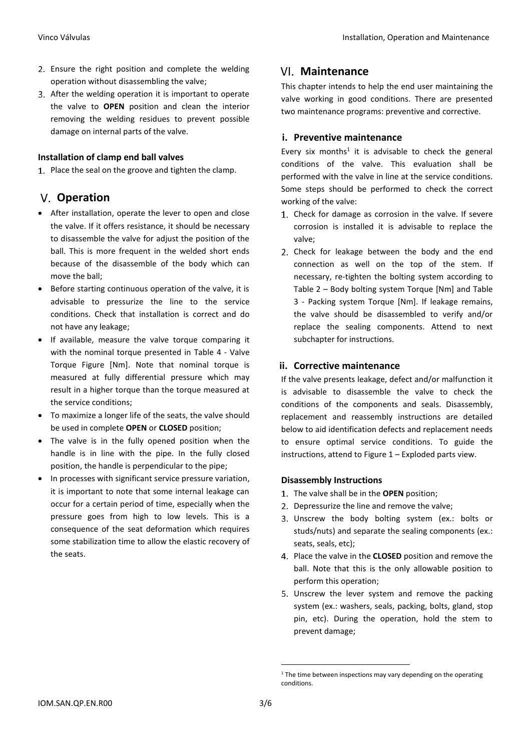2. Ensure the right position and complete the welding operation without disassembling the valve;
3. After the welding operation it is important to operate the valve to **OPEN** position and clean the interior removing the welding residues to prevent possible damage on internal parts of the valve.

#### Installation of clamp end ball valves

1. Place the seal on the groove and tighten the clamp.

## V. Operation

- After installation, operate the lever to open and close the valve. If it offers resistance, it should be necessary to disassemble the valve for adjust the position of the ball. This is more frequent in the welded short ends because of the disassemble of the body which can move the ball;
- Before starting continuous operation of the valve, it is advisable to pressurize the line to the service conditions. Check that installation is correct and do not have any leakage;
- If available, measure the valve torque comparing it with the nominal torque presented in Table 4 - Valve Torque Figure [Nm]. Note that nominal torque is measured at fully differential pressure which may result in a higher torque than the torque measured at the service conditions;
- To maximize a longer life of the seats, the valve should be used in complete **OPEN** or **CLOSED** position;
- The valve is in the fully opened position when the handle is in line with the pipe. In the fully closed position, the handle is perpendicular to the pipe;
- In processes with significant service pressure variation, it is important to note that some internal leakage can occur for a certain period of time, especially when the pressure goes from high to low levels. This is a consequence of the seat deformation which requires some stabilization time to allow the elastic recovery of the seats.

## VI. Maintenance

This chapter intends to help the end user maintaining the valve working in good conditions. There are presented two maintenance programs: preventive and corrective.

### i. Preventive maintenance

Every six months[1] it is advisable to check the general conditions of the valve. This evaluation shall be performed with the valve in line at the service conditions. Some steps should be performed to check the correct working of the valve:

1. Check for damage as corrosion in the valve. If severe corrosion is installed it is advisable to replace the valve;
2. Check for leakage between the body and the end connection as well on the top of the stem. If necessary, re-tighten the bolting system according to Table 2 – Body bolting system Torque [Nm] and Table 3 - Packing system Torque [Nm]. If leakage remains, the valve should be disassembled to verify and/or replace the sealing components. Attend to next subchapter for instructions.

### ii. Corrective maintenance

If the valve presents leakage, defect and/or malfunction it is advisable to disassemble the valve to check the conditions of the components and seals. Disassembly, replacement and reassembly instructions are detailed below to aid identification defects and replacement needs to ensure optimal service conditions. To guide the instructions, attend to Figure 1 – Exploded parts view.

#### Disassembly Instructions

1. The valve shall be in the **OPEN** position;
2. Depressurize the line and remove the valve;
3. Unscrew the body bolting system (ex.: bolts or studs/nuts) and separate the sealing components (ex.: seats, seals, etc);
4. Place the valve in the **CLOSED** position and remove the ball. Note that this is the only allowable position to perform this operation;
5. Unscrew the lever system and remove the packing system (ex.: washers, seals, packing, bolts, gland, stop pin, etc). During the operation, hold the stem to prevent damage;

[1] The time between inspections may vary depending on the operating conditions.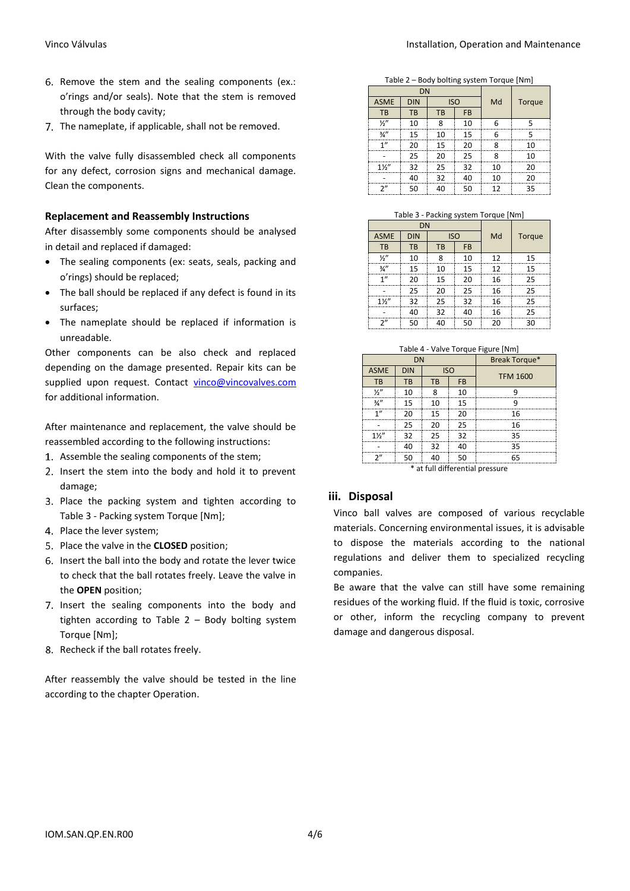6. Remove the stem and the sealing components (ex.: o'rings and/or seals). Note that the stem is removed through the body cavity;
7. The nameplate, if applicable, shall not be removed.

With the valve fully disassembled check all components for any defect, corrosion signs and mechanical damage. Clean the components.

#### Replacement and Reassembly Instructions

After disassembly some components should be analysed in detail and replaced if damaged:

- The sealing components (ex: seats, seals, packing and o'rings) should be replaced;
- The ball should be replaced if any defect is found in its surfaces;
- The nameplate should be replaced if information is unreadable.

Other components can be also check and replaced depending on the damage presented. Repair kits can be supplied upon request. Contact [vinco@vincovalves.com](mailto:vinco@vincovalves.com) for additional information.

After maintenance and replacement, the valve should be reassembled according to the following instructions:

1. Assemble the sealing components of the stem;
2. Insert the stem into the body and hold it to prevent damage;
3. Place the packing system and tighten according to Table 3 - Packing system Torque [Nm];
4. Place the lever system;
5. Place the valve in the **CLOSED** position;
6. Insert the ball into the body and rotate the lever twice to check that the ball rotates freely. Leave the valve in the **OPEN** position;
7. Insert the sealing components into the body and tighten according to Table 2 – Body bolting system Torque [Nm];
8. Recheck if the ball rotates freely.

After reassembly the valve should be tested in the line according to the chapter Operation.

Table 2 – Body bolting system Torque [Nm]

| DN | | | | Md | Torque |
|---|---|---|---|---|---|
| ASME | DIN | ISO | | | |
| TB | TB | TB | FB | | |
| ½" | 10 | 8 | 10 | 6 | 5 |
| ¾" | 15 | 10 | 15 | 6 | 5 |
| 1" | 20 | 15 | 20 | 8 | 10 |
| - | 25 | 20 | 25 | 8 | 10 |
| 1½" | 32 | 25 | 32 | 10 | 20 |
| - | 40 | 32 | 40 | 10 | 20 |
| 2" | 50 | 40 | 50 | 12 | 35 |

Table 3 - Packing system Torque [Nm]

| DN | | | | Md | Torque |
|---|---|---|---|---|---|
| ASME | DIN | ISO | | | |
| TB | TB | TB | FB | | |
| ½" | 10 | 8 | 10 | 12 | 15 |
| ¾" | 15 | 10 | 15 | 12 | 15 |
| 1" | 20 | 15 | 20 | 16 | 25 |
| - | 25 | 20 | 25 | 16 | 25 |
| 1½" | 32 | 25 | 32 | 16 | 25 |
| - | 40 | 32 | 40 | 16 | 25 |
| 2" | 50 | 40 | 50 | 20 | 30 |

Table 4 - Valve Torque Figure [Nm]

| DN | | | | Break Torque* |
|---|---|---|---|---|
| ASME | DIN | ISO | | TFM 1600 |
| TB | TB | TB | FB | |
| ½" | 10 | 8 | 10 | 9 |
| ¾" | 15 | 10 | 15 | 9 |
| 1" | 20 | 15 | 20 | 16 |
| - | 25 | 20 | 25 | 16 |
| 1½" | 32 | 25 | 32 | 35 |
| - | 40 | 32 | 40 | 35 |
| 2" | 50 | 40 | 50 | 65 |

\* at full differential pressure

### iii. Disposal

Vinco ball valves are composed of various recyclable materials. Concerning environmental issues, it is advisable to dispose the materials according to the national regulations and deliver them to specialized recycling companies.

Be aware that the valve can still have some remaining residues of the working fluid. If the fluid is toxic, corrosive or other, inform the recycling company to prevent damage and dangerous disposal.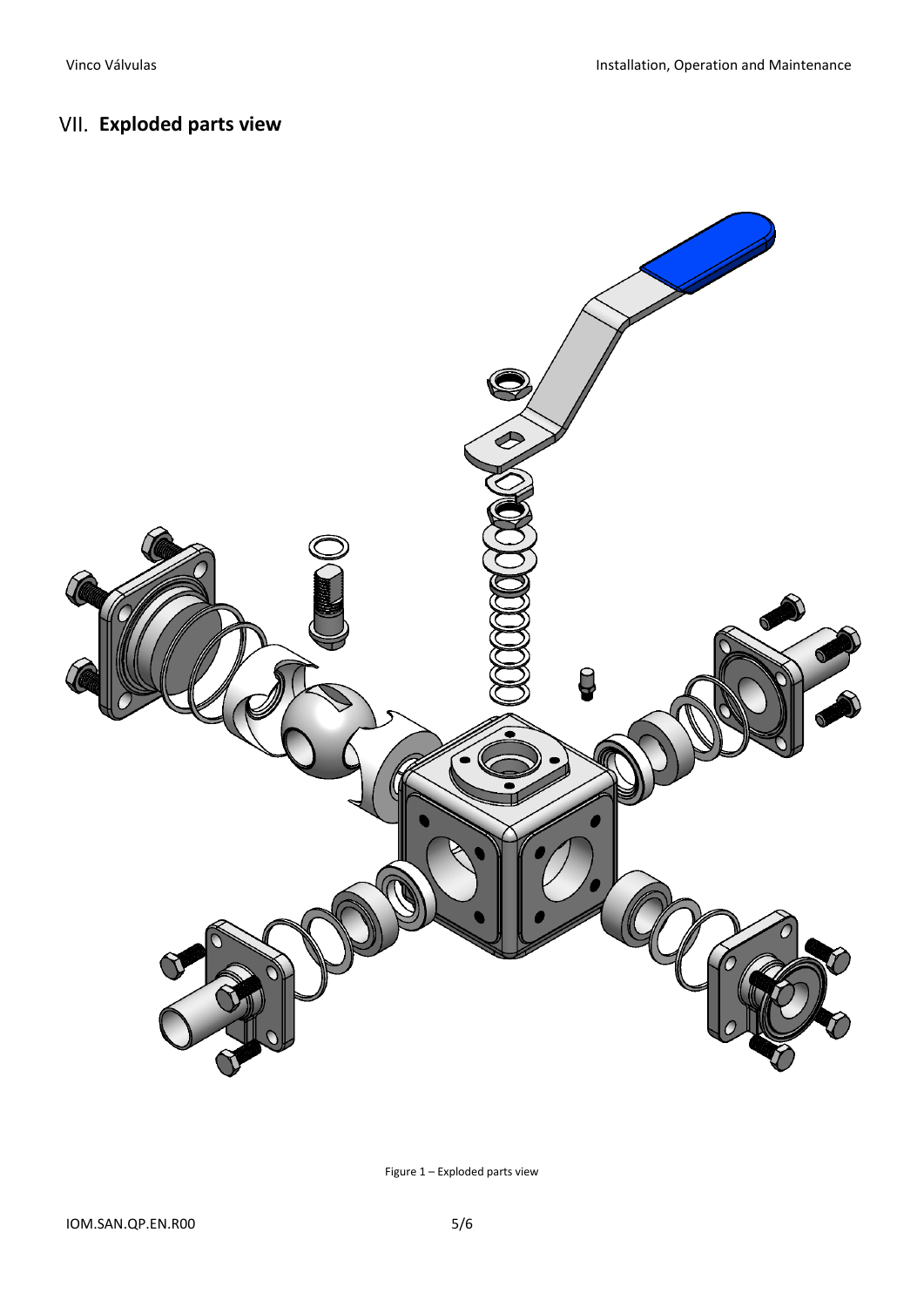## VII. Exploded parts view

Figure 1 – Exploded parts view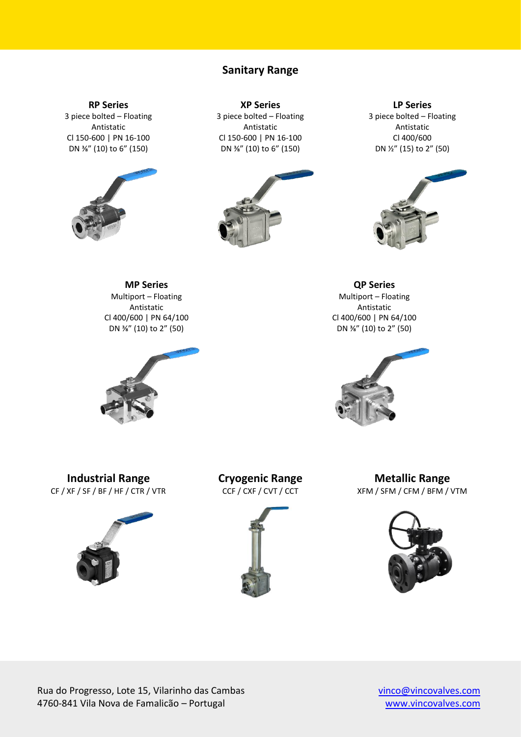## Sanitary Range

**RP Series**
3 piece bolted – Floating
Antistatic
Cl 150-600 | PN 16-100
DN ⅜" (10) to 6" (150)

**XP Series**
3 piece bolted – Floating
Antistatic
Cl 150-600 | PN 16-100
DN ⅜" (10) to 6" (150)

**LP Series**
3 piece bolted – Floating
Antistatic
Cl 400/600
DN ½" (15) to 2" (50)

**MP Series**
Multiport – Floating
Antistatic
Cl 400/600 | PN 64/100
DN ⅜" (10) to 2" (50)

**QP Series**
Multiport – Floating
Antistatic
Cl 400/600 | PN 64/100
DN ⅜" (10) to 2" (50)

## Industrial Range

CF / XF / SF / BF / HF / CTR / VTR

## Cryogenic Range

CCF / CXF / CVT / CCT

## Metallic Range

XFM / SFM / CFM / BFM / VTM

Rua do Progresso, Lote 15, Vilarinho das Cambas
4760-841 Vila Nova de Famalicão – Portugal

vinco@vincovalves.com
www.vincovalves.com